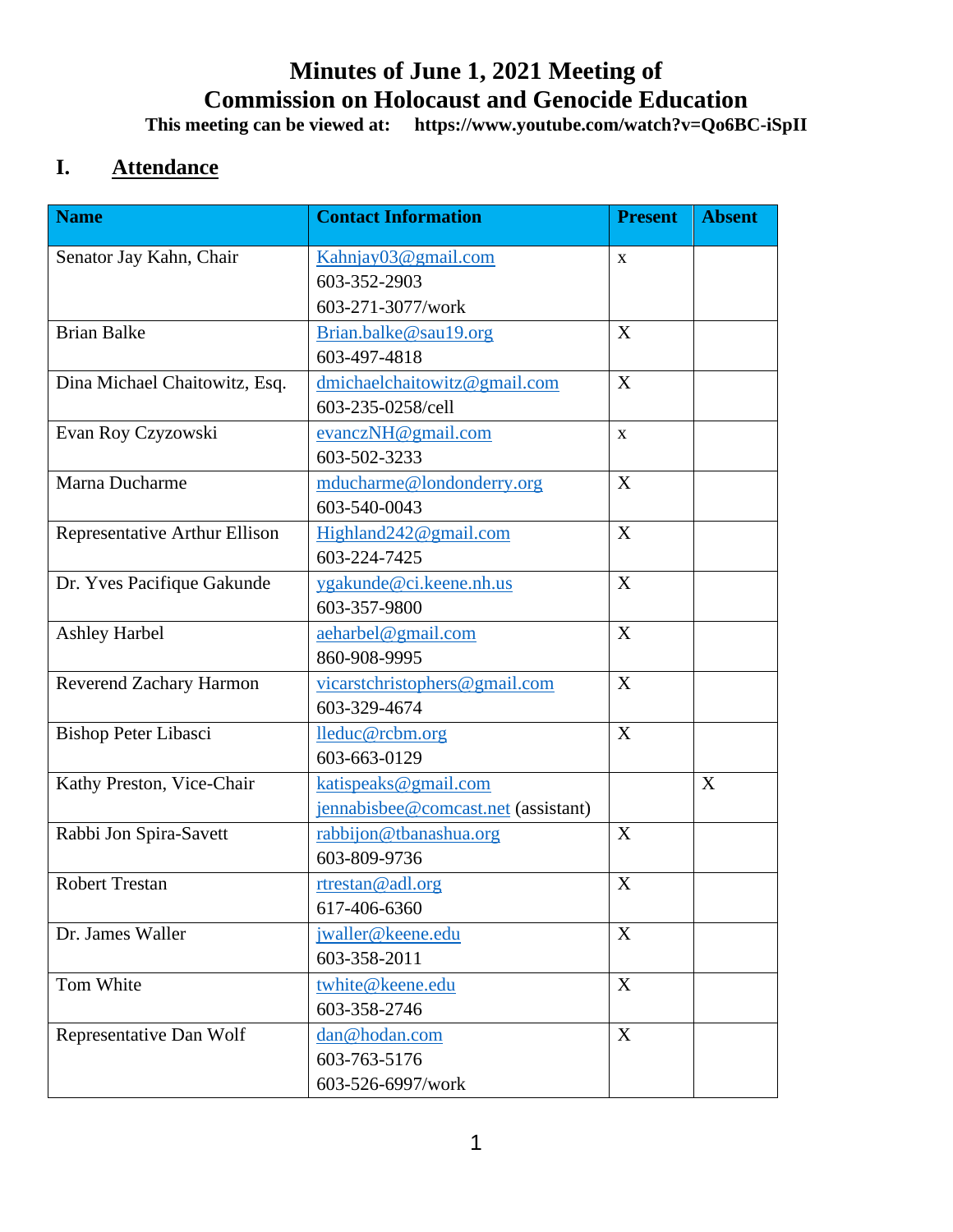# Minutes of June 1, 2021 Meeting of Commission on Holocaust and Genocide Education

**This meeting can be viewed at: https://www.youtube.com/watch?v=Qo6BC-iSpII**

## I. Attendance

| Name | Contact Information | Present | Absent |
|---|---|---|---|
| Senator Jay Kahn, Chair | Kahnjay03@gmail.com<br>603-352-2903<br>603-271-3077/work | x | |
| Brian Balke | Brian.balke@sau19.org<br>603-497-4818 | X | |
| Dina Michael Chaitowitz, Esq. | dmichaelchaitowitz@gmail.com<br>603-235-0258/cell | X | |
| Evan Roy Czyzowski | evanczNH@gmail.com<br>603-502-3233 | x | |
| Marna Ducharme | mducharme@londonderry.org<br>603-540-0043 | X | |
| Representative Arthur Ellison | Highland242@gmail.com<br>603-224-7425 | X | |
| Dr. Yves Pacifique Gakunde | ygakunde@ci.keene.nh.us<br>603-357-9800 | X | |
| Ashley Harbel | aeharbel@gmail.com<br>860-908-9995 | X | |
| Reverend Zachary Harmon | vicarstchristophers@gmail.com<br>603-329-4674 | X | |
| Bishop Peter Libasci | lleduc@rcbm.org<br>603-663-0129 | X | |
| Kathy Preston, Vice-Chair | katispeaks@gmail.com<br>jennabisbee@comcast.net (assistant) | | X |
| Rabbi Jon Spira-Savett | rabbijon@tbanashua.org<br>603-809-9736 | X | |
| Robert Trestan | rtrestan@adl.org<br>617-406-6360 | X | |
| Dr. James Waller | jwaller@keene.edu<br>603-358-2011 | X | |
| Tom White | twhite@keene.edu<br>603-358-2746 | X | |
| Representative Dan Wolf | dan@hodan.com<br>603-763-5176<br>603-526-6997/work | X | |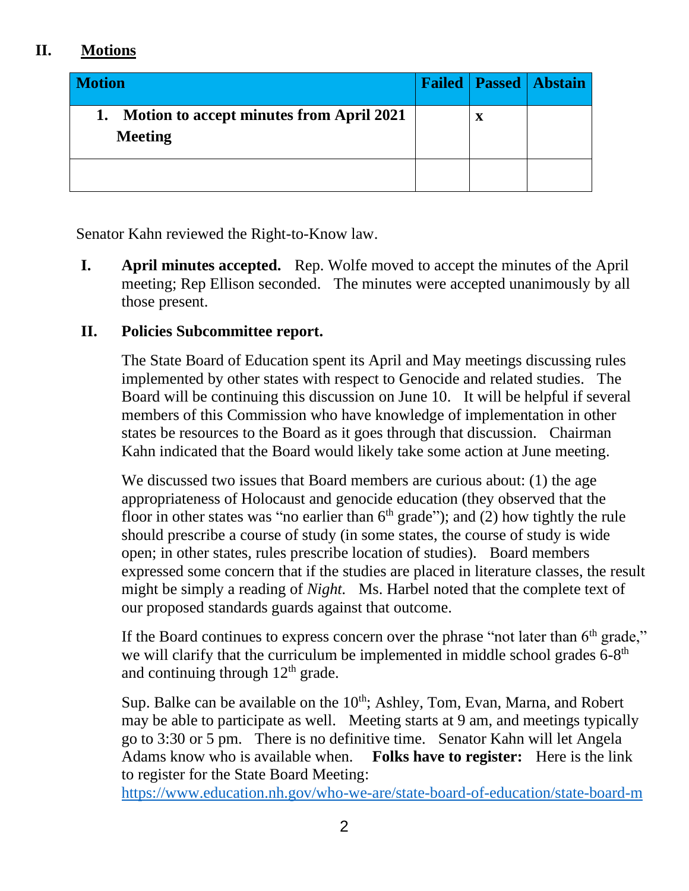## II. Motions

| Motion | Failed | Passed | Abstain |
|---|---|---|---|
| 1. Motion to accept minutes from April 2021 Meeting | | x | |
| | | | |

Senator Kahn reviewed the Right-to-Know law.

I. **April minutes accepted.** Rep. Wolfe moved to accept the minutes of the April meeting; Rep Ellison seconded. The minutes were accepted unanimously by all those present.

II. **Policies Subcommittee report.**

The State Board of Education spent its April and May meetings discussing rules implemented by other states with respect to Genocide and related studies. The Board will be continuing this discussion on June 10. It will be helpful if several members of this Commission who have knowledge of implementation in other states be resources to the Board as it goes through that discussion. Chairman Kahn indicated that the Board would likely take some action at June meeting.

We discussed two issues that Board members are curious about: (1) the age appropriateness of Holocaust and genocide education (they observed that the floor in other states was "no earlier than 6th grade"); and (2) how tightly the rule should prescribe a course of study (in some states, the course of study is wide open; in other states, rules prescribe location of studies). Board members expressed some concern that if the studies are placed in literature classes, the result might be simply a reading of *Night.* Ms. Harbel noted that the complete text of our proposed standards guards against that outcome.

If the Board continues to express concern over the phrase "not later than 6th grade," we will clarify that the curriculum be implemented in middle school grades 6-8th and continuing through 12th grade.

Sup. Balke can be available on the 10th; Ashley, Tom, Evan, Marna, and Robert may be able to participate as well. Meeting starts at 9 am, and meetings typically go to 3:30 or 5 pm. There is no definitive time. Senator Kahn will let Angela Adams know who is available when. **Folks have to register:** Here is the link to register for the State Board Meeting: https://www.education.nh.gov/who-we-are/state-board-of-education/state-board-m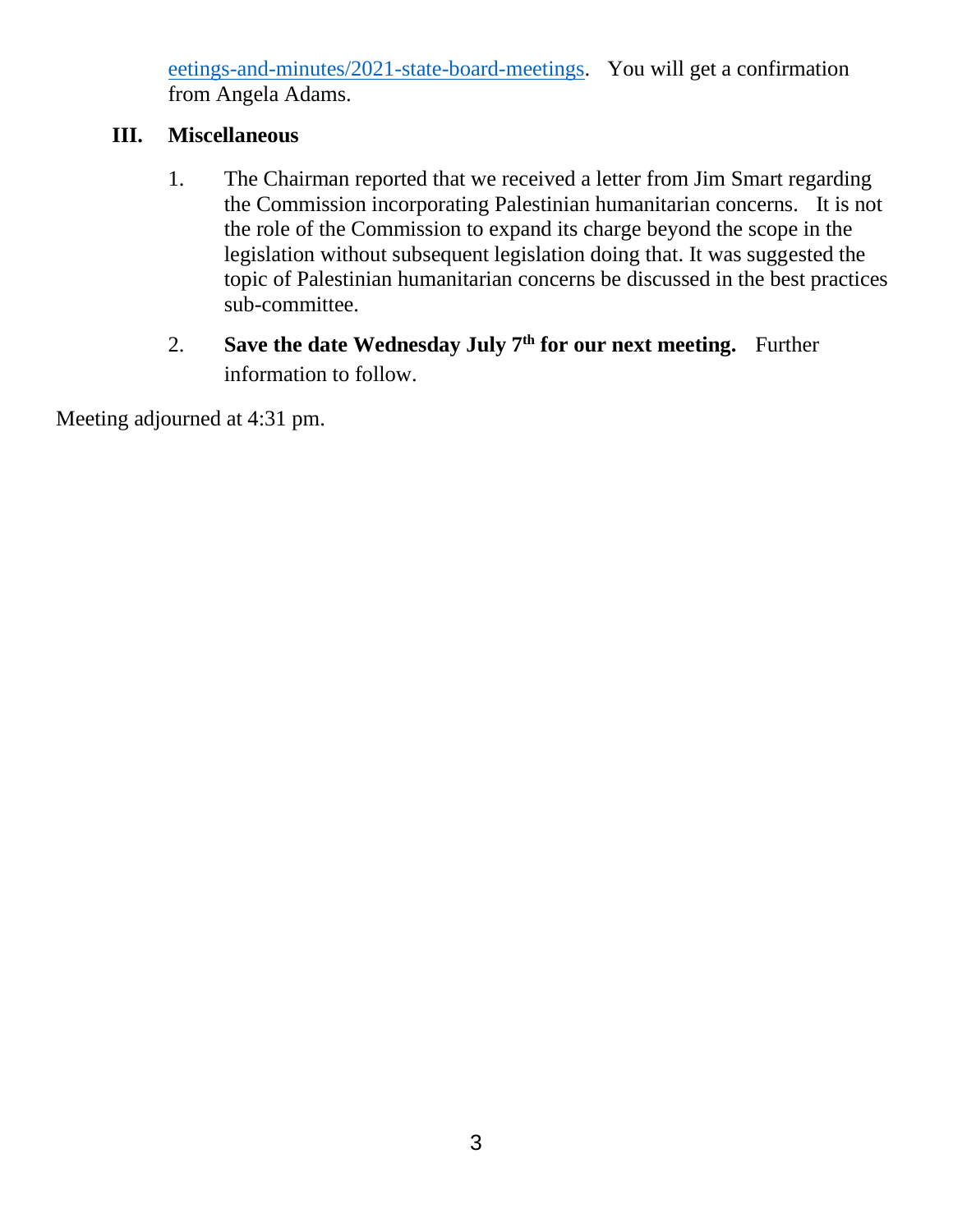eetings-and-minutes/2021-state-board-meetings. You will get a confirmation from Angela Adams.

## III. Miscellaneous

1. The Chairman reported that we received a letter from Jim Smart regarding the Commission incorporating Palestinian humanitarian concerns. It is not the role of the Commission to expand its charge beyond the scope in the legislation without subsequent legislation doing that. It was suggested the topic of Palestinian humanitarian concerns be discussed in the best practices sub-committee.

2. **Save the date Wednesday July 7th for our next meeting.** Further information to follow.

Meeting adjourned at 4:31 pm.